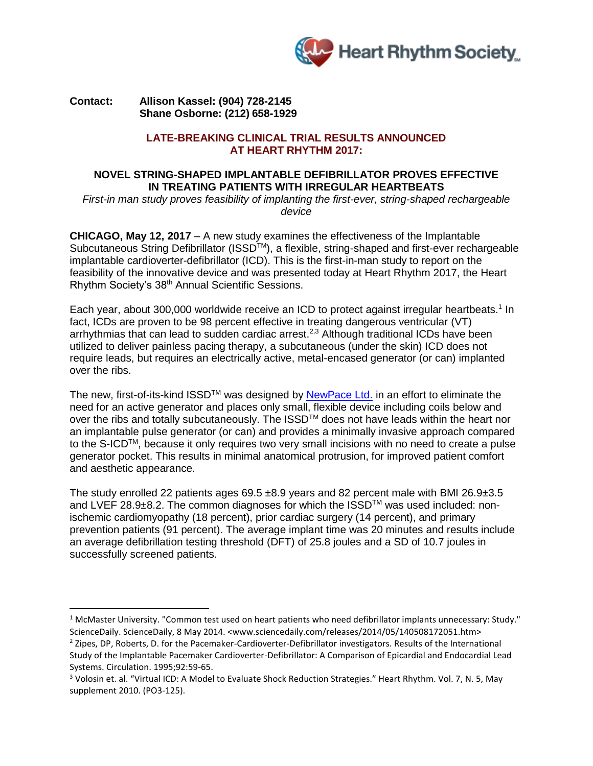**Contact:** **Allison Kassel: (904) 728-2145**
**Shane Osborne: (212) 658-1929**

## LATE-BREAKING CLINICAL TRIAL RESULTS ANNOUNCED AT HEART RHYTHM 2017:

## NOVEL STRING-SHAPED IMPLANTABLE DEFIBRILLATOR PROVES EFFECTIVE IN TREATING PATIENTS WITH IRREGULAR HEARTBEATS

*First-in man study proves feasibility of implanting the first-ever, string-shaped rechargeable device*

**CHICAGO, May 12, 2017** – A new study examines the effectiveness of the Implantable Subcutaneous String Defibrillator (ISSD™), a flexible, string-shaped and first-ever rechargeable implantable cardioverter-defibrillator (ICD). This is the first-in-man study to report on the feasibility of the innovative device and was presented today at Heart Rhythm 2017, the Heart Rhythm Society's 38th Annual Scientific Sessions.

Each year, about 300,000 worldwide receive an ICD to protect against irregular heartbeats.[1] In fact, ICDs are proven to be 98 percent effective in treating dangerous ventricular (VT) arrhythmias that can lead to sudden cardiac arrest.[2,3] Although traditional ICDs have been utilized to deliver painless pacing therapy, a subcutaneous (under the skin) ICD does not require leads, but requires an electrically active, metal-encased generator (or can) implanted over the ribs.

The new, first-of-its-kind ISSD™ was designed by NewPace Ltd. in an effort to eliminate the need for an active generator and places only small, flexible device including coils below and over the ribs and totally subcutaneously. The ISSD™ does not have leads within the heart nor an implantable pulse generator (or can) and provides a minimally invasive approach compared to the S-ICD™, because it only requires two very small incisions with no need to create a pulse generator pocket. This results in minimal anatomical protrusion, for improved patient comfort and aesthetic appearance.

The study enrolled 22 patients ages 69.5 ±8.9 years and 82 percent male with BMI 26.9±3.5 and LVEF 28.9±8.2. The common diagnoses for which the ISSD™ was used included: non-ischemic cardiomyopathy (18 percent), prior cardiac surgery (14 percent), and primary prevention patients (91 percent). The average implant time was 20 minutes and results include an average defibrillation testing threshold (DFT) of 25.8 joules and a SD of 10.7 joules in successfully screened patients.

---

[1] McMaster University. "Common test used on heart patients who need defibrillator implants unnecessary: Study." ScienceDaily. ScienceDaily, 8 May 2014. <www.sciencedaily.com/releases/2014/05/140508172051.htm>

[2] Zipes, DP, Roberts, D. for the Pacemaker-Cardioverter-Defibrillator investigators. Results of the International Study of the Implantable Pacemaker Cardioverter-Defibrillator: A Comparison of Epicardial and Endocardial Lead Systems. Circulation. 1995;92:59-65.

[3] Volosin et. al. "Virtual ICD: A Model to Evaluate Shock Reduction Strategies." Heart Rhythm. Vol. 7, N. 5, May supplement 2010. (PO3-125).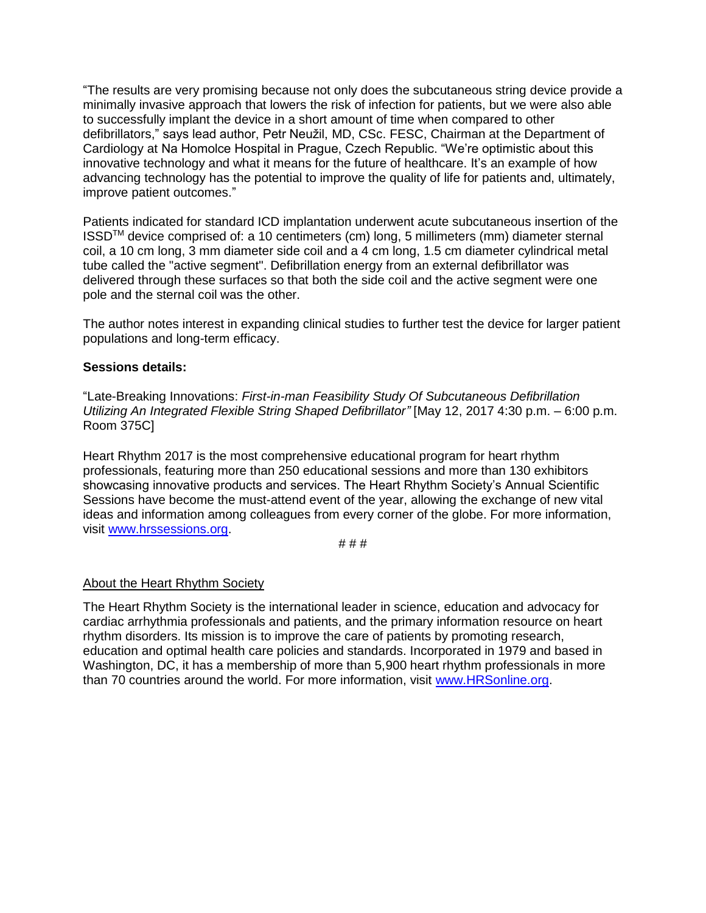“The results are very promising because not only does the subcutaneous string device provide a minimally invasive approach that lowers the risk of infection for patients, but we were also able to successfully implant the device in a short amount of time when compared to other defibrillators,” says lead author, Petr Neužil, MD, CSc. FESC, Chairman at the Department of Cardiology at Na Homolce Hospital in Prague, Czech Republic. “We’re optimistic about this innovative technology and what it means for the future of healthcare. It’s an example of how advancing technology has the potential to improve the quality of life for patients and, ultimately, improve patient outcomes.”

Patients indicated for standard ICD implantation underwent acute subcutaneous insertion of the ISSD™ device comprised of: a 10 centimeters (cm) long, 5 millimeters (mm) diameter sternal coil, a 10 cm long, 3 mm diameter side coil and a 4 cm long, 1.5 cm diameter cylindrical metal tube called the "active segment". Defibrillation energy from an external defibrillator was delivered through these surfaces so that both the side coil and the active segment were one pole and the sternal coil was the other.

The author notes interest in expanding clinical studies to further test the device for larger patient populations and long-term efficacy.

**Sessions details:**

“Late-Breaking Innovations: *First-in-man Feasibility Study Of Subcutaneous Defibrillation Utilizing An Integrated Flexible String Shaped Defibrillator”* [May 12, 2017 4:30 p.m. – 6:00 p.m. Room 375C]

Heart Rhythm 2017 is the most comprehensive educational program for heart rhythm professionals, featuring more than 250 educational sessions and more than 130 exhibitors showcasing innovative products and services. The Heart Rhythm Society’s Annual Scientific Sessions have become the must-attend event of the year, allowing the exchange of new vital ideas and information among colleagues from every corner of the globe. For more information, visit www.hrssessions.org.

# # #

About the Heart Rhythm Society

The Heart Rhythm Society is the international leader in science, education and advocacy for cardiac arrhythmia professionals and patients, and the primary information resource on heart rhythm disorders. Its mission is to improve the care of patients by promoting research, education and optimal health care policies and standards. Incorporated in 1979 and based in Washington, DC, it has a membership of more than 5,900 heart rhythm professionals in more than 70 countries around the world. For more information, visit www.HRSonline.org.